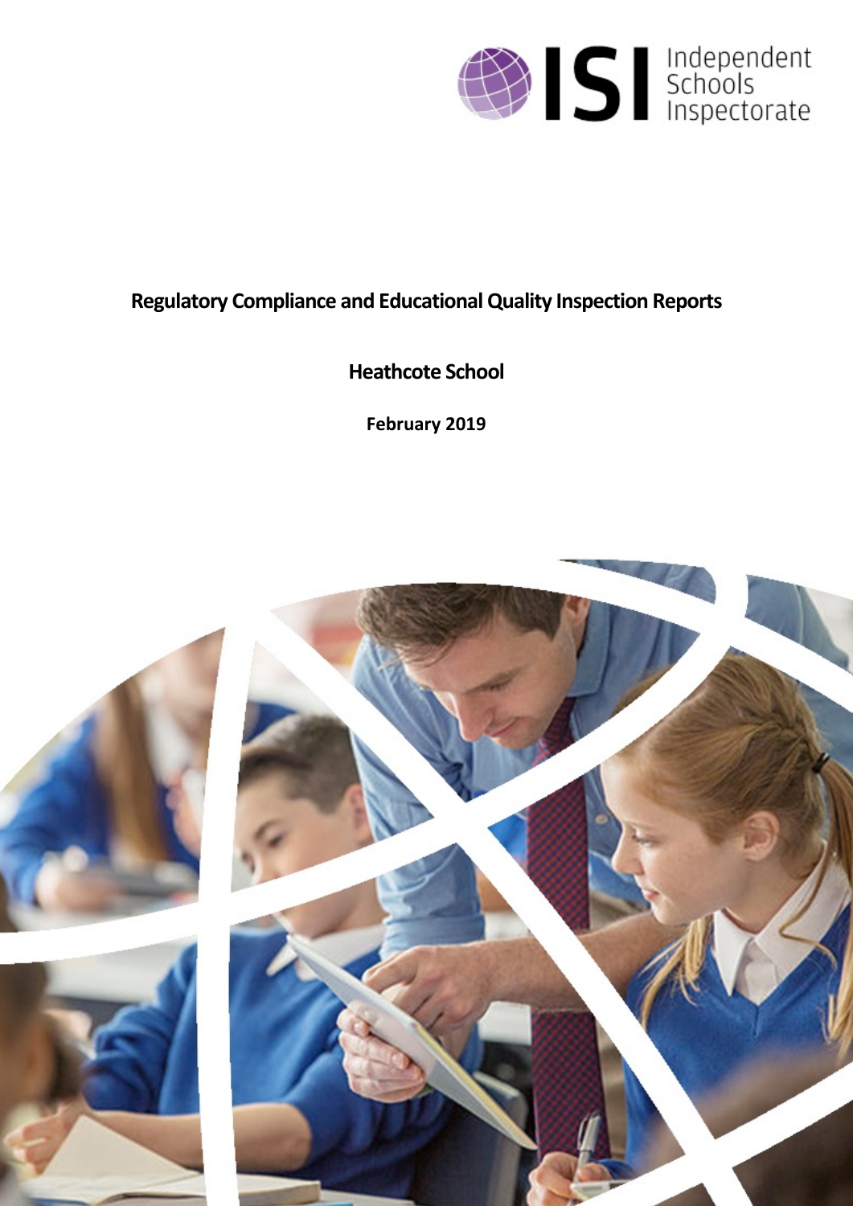# Regulatory Compliance and Educational Quality Inspection Reports

## Heathcote School

**February 2019**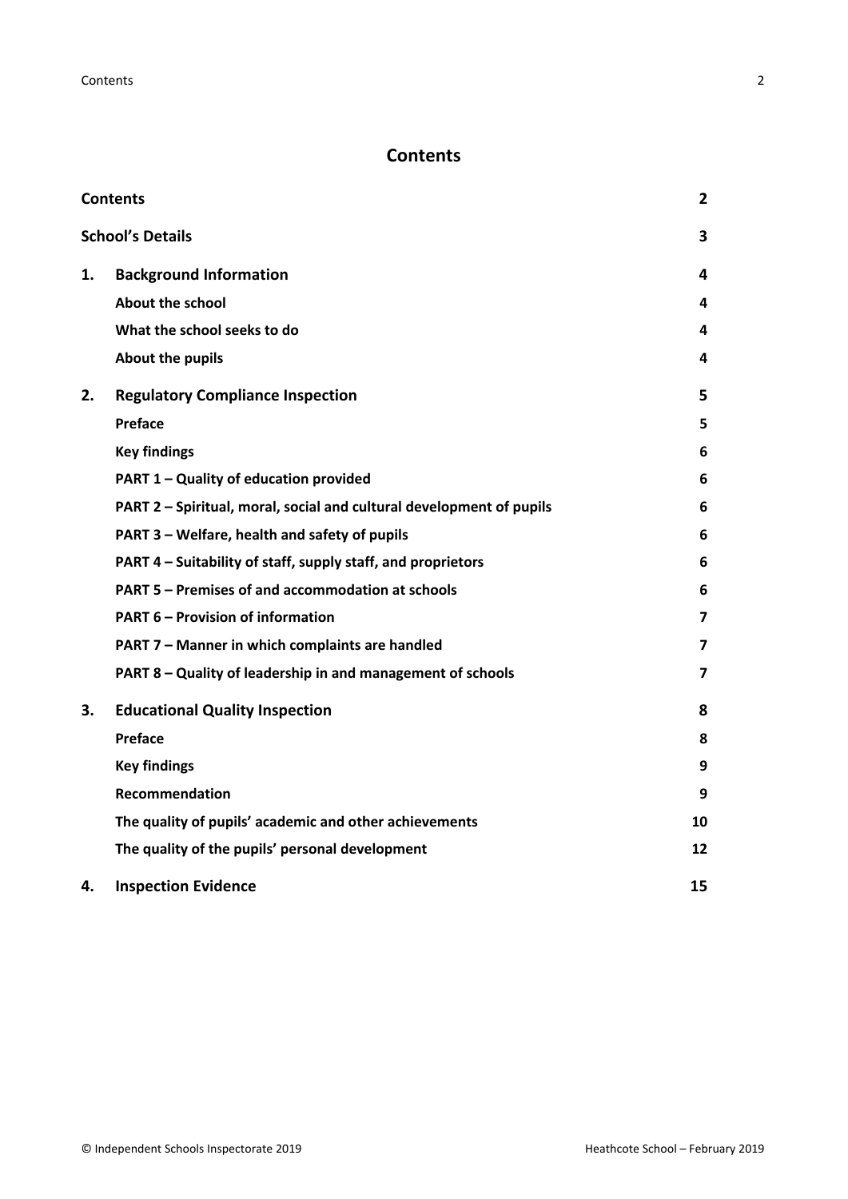# Contents

| | | |
|---|---|---|
| **Contents** | | **2** |
| **School's Details** | | **3** |
| **1.** | **Background Information** | **4** |
| | **About the school** | **4** |
| | **What the school seeks to do** | **4** |
| | **About the pupils** | **4** |
| **2.** | **Regulatory Compliance Inspection** | **5** |
| | **Preface** | **5** |
| | **Key findings** | **6** |
| | **PART 1 – Quality of education provided** | **6** |
| | **PART 2 – Spiritual, moral, social and cultural development of pupils** | **6** |
| | **PART 3 – Welfare, health and safety of pupils** | **6** |
| | **PART 4 – Suitability of staff, supply staff, and proprietors** | **6** |
| | **PART 5 – Premises of and accommodation at schools** | **6** |
| | **PART 6 – Provision of information** | **7** |
| | **PART 7 – Manner in which complaints are handled** | **7** |
| | **PART 8 – Quality of leadership in and management of schools** | **7** |
| **3.** | **Educational Quality Inspection** | **8** |
| | **Preface** | **8** |
| | **Key findings** | **9** |
| | **Recommendation** | **9** |
| | **The quality of pupils' academic and other achievements** | **10** |
| | **The quality of the pupils' personal development** | **12** |
| **4.** | **Inspection Evidence** | **15** |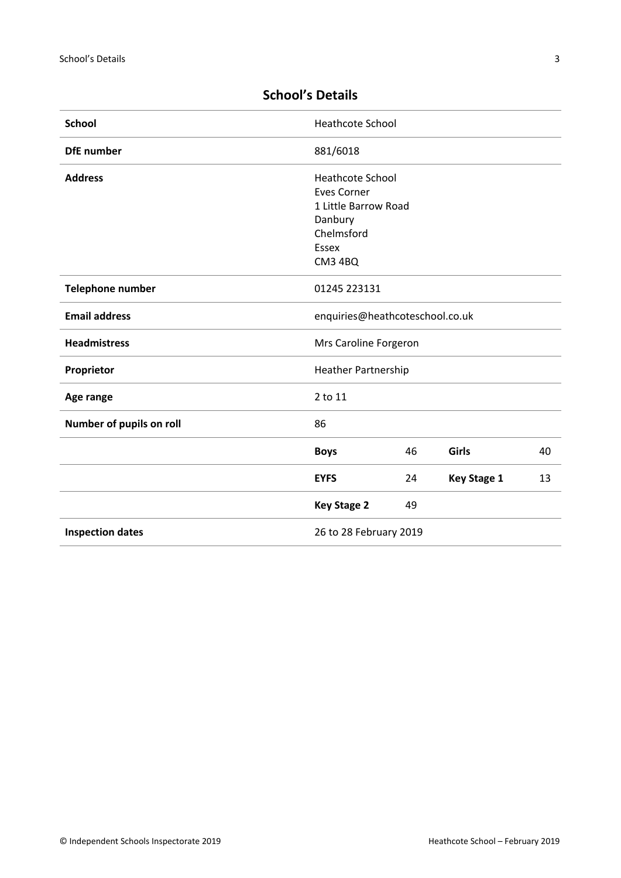## School's Details

| | | | | |
|---|---|---|---|---|
| **School** | Heathcote School | | | |
| **DfE number** | 881/6018 | | | |
| **Address** | Heathcote School<br>Eves Corner<br>1 Little Barrow Road<br>Danbury<br>Chelmsford<br>Essex<br>CM3 4BQ | | | |
| **Telephone number** | 01245 223131 | | | |
| **Email address** | enquiries@heathcoteschool.co.uk | | | |
| **Headmistress** | Mrs Caroline Forgeron | | | |
| **Proprietor** | Heather Partnership | | | |
| **Age range** | 2 to 11 | | | |
| **Number of pupils on roll** | 86 | | | |
| | **Boys** | 46 | **Girls** | 40 |
| | **EYFS** | 24 | **Key Stage 1** | 13 |
| | **Key Stage 2** | 49 | | |
| **Inspection dates** | 26 to 28 February 2019 | | | |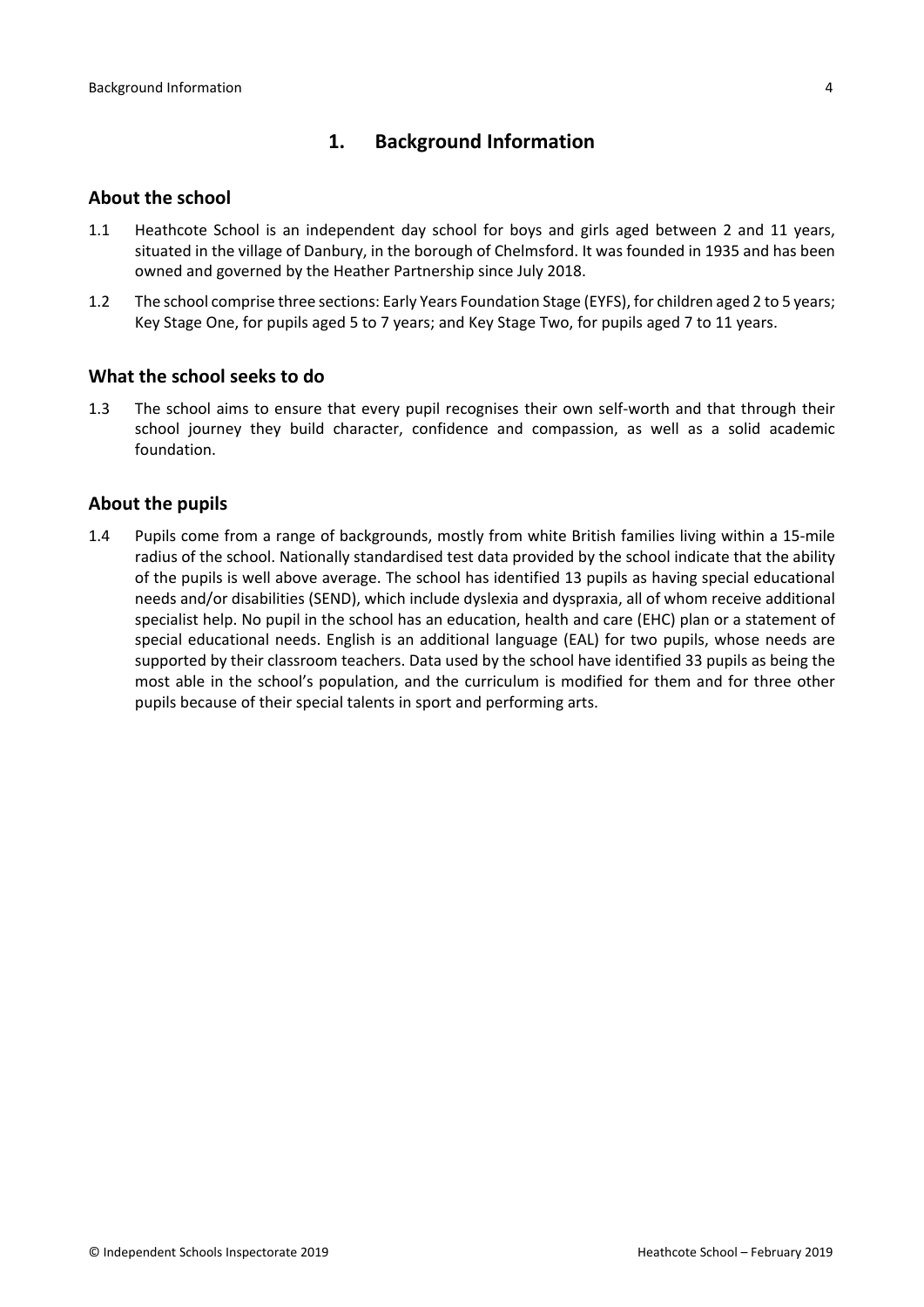## 1. Background Information

### About the school

1.1 Heathcote School is an independent day school for boys and girls aged between 2 and 11 years, situated in the village of Danbury, in the borough of Chelmsford. It was founded in 1935 and has been owned and governed by the Heather Partnership since July 2018.

1.2 The school comprise three sections: Early Years Foundation Stage (EYFS), for children aged 2 to 5 years; Key Stage One, for pupils aged 5 to 7 years; and Key Stage Two, for pupils aged 7 to 11 years.

### What the school seeks to do

1.3 The school aims to ensure that every pupil recognises their own self-worth and that through their school journey they build character, confidence and compassion, as well as a solid academic foundation.

### About the pupils

1.4 Pupils come from a range of backgrounds, mostly from white British families living within a 15-mile radius of the school. Nationally standardised test data provided by the school indicate that the ability of the pupils is well above average. The school has identified 13 pupils as having special educational needs and/or disabilities (SEND), which include dyslexia and dyspraxia, all of whom receive additional specialist help. No pupil in the school has an education, health and care (EHC) plan or a statement of special educational needs. English is an additional language (EAL) for two pupils, whose needs are supported by their classroom teachers. Data used by the school have identified 33 pupils as being the most able in the school's population, and the curriculum is modified for them and for three other pupils because of their special talents in sport and performing arts.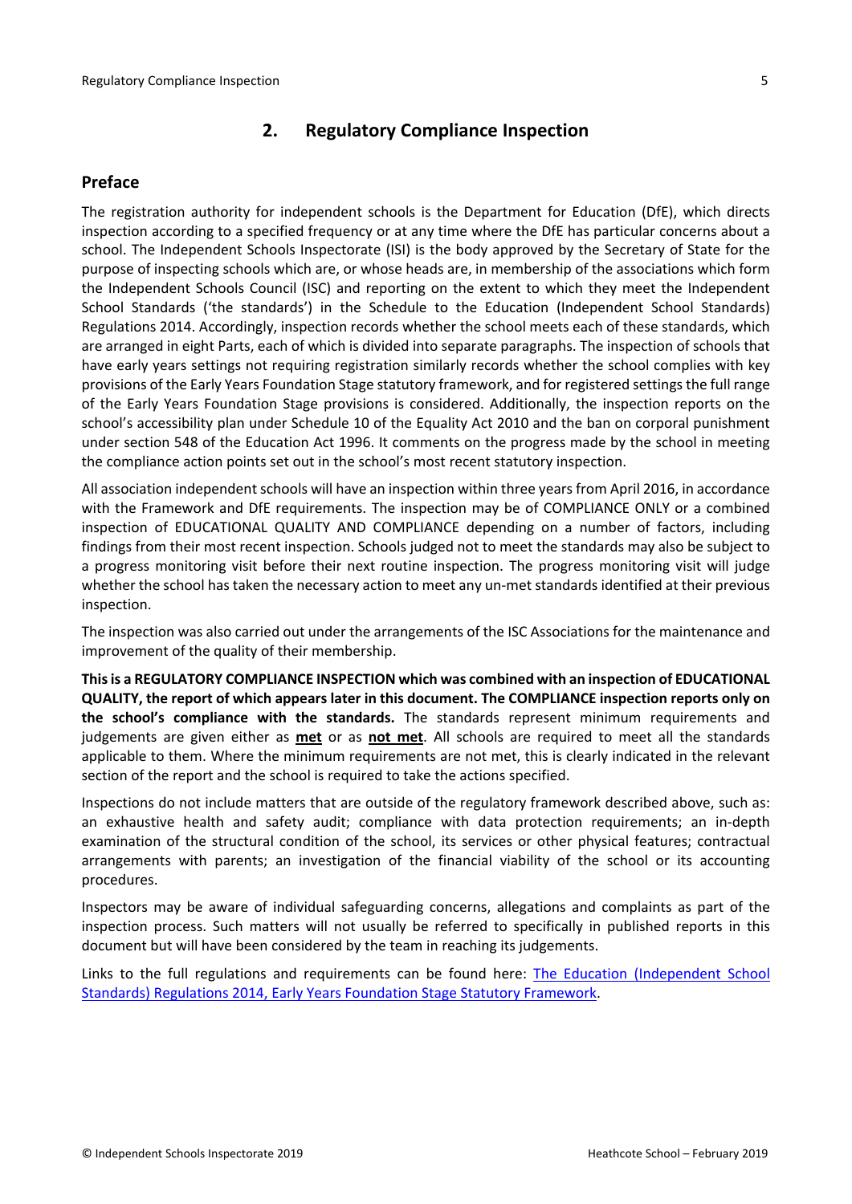## 2. Regulatory Compliance Inspection

### Preface

The registration authority for independent schools is the Department for Education (DfE), which directs inspection according to a specified frequency or at any time where the DfE has particular concerns about a school. The Independent Schools Inspectorate (ISI) is the body approved by the Secretary of State for the purpose of inspecting schools which are, or whose heads are, in membership of the associations which form the Independent Schools Council (ISC) and reporting on the extent to which they meet the Independent School Standards ('the standards') in the Schedule to the Education (Independent School Standards) Regulations 2014. Accordingly, inspection records whether the school meets each of these standards, which are arranged in eight Parts, each of which is divided into separate paragraphs. The inspection of schools that have early years settings not requiring registration similarly records whether the school complies with key provisions of the Early Years Foundation Stage statutory framework, and for registered settings the full range of the Early Years Foundation Stage provisions is considered. Additionally, the inspection reports on the school's accessibility plan under Schedule 10 of the Equality Act 2010 and the ban on corporal punishment under section 548 of the Education Act 1996. It comments on the progress made by the school in meeting the compliance action points set out in the school's most recent statutory inspection.

All association independent schools will have an inspection within three years from April 2016, in accordance with the Framework and DfE requirements. The inspection may be of COMPLIANCE ONLY or a combined inspection of EDUCATIONAL QUALITY AND COMPLIANCE depending on a number of factors, including findings from their most recent inspection. Schools judged not to meet the standards may also be subject to a progress monitoring visit before their next routine inspection. The progress monitoring visit will judge whether the school has taken the necessary action to meet any un-met standards identified at their previous inspection.

The inspection was also carried out under the arrangements of the ISC Associations for the maintenance and improvement of the quality of their membership.

**This is a REGULATORY COMPLIANCE INSPECTION which was combined with an inspection of EDUCATIONAL QUALITY, the report of which appears later in this document. The COMPLIANCE inspection reports only on the school's compliance with the standards.** The standards represent minimum requirements and judgements are given either as **met** or as **not met**. All schools are required to meet all the standards applicable to them. Where the minimum requirements are not met, this is clearly indicated in the relevant section of the report and the school is required to take the actions specified.

Inspections do not include matters that are outside of the regulatory framework described above, such as: an exhaustive health and safety audit; compliance with data protection requirements; an in-depth examination of the structural condition of the school, its services or other physical features; contractual arrangements with parents; an investigation of the financial viability of the school or its accounting procedures.

Inspectors may be aware of individual safeguarding concerns, allegations and complaints as part of the inspection process. Such matters will not usually be referred to specifically in published reports in this document but will have been considered by the team in reaching its judgements.

Links to the full regulations and requirements can be found here: The Education (Independent School Standards) Regulations 2014, Early Years Foundation Stage Statutory Framework.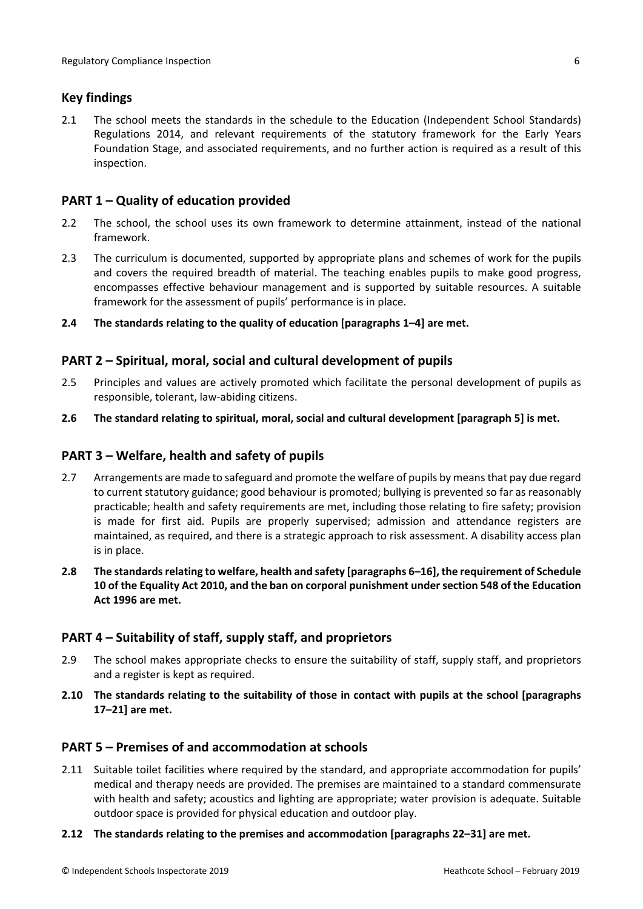## Key findings

2.1 The school meets the standards in the schedule to the Education (Independent School Standards) Regulations 2014, and relevant requirements of the statutory framework for the Early Years Foundation Stage, and associated requirements, and no further action is required as a result of this inspection.

## PART 1 – Quality of education provided

2.2 The school, the school uses its own framework to determine attainment, instead of the national framework.

2.3 The curriculum is documented, supported by appropriate plans and schemes of work for the pupils and covers the required breadth of material. The teaching enables pupils to make good progress, encompasses effective behaviour management and is supported by suitable resources. A suitable framework for the assessment of pupils' performance is in place.

**2.4 The standards relating to the quality of education [paragraphs 1–4] are met.**

## PART 2 – Spiritual, moral, social and cultural development of pupils

2.5 Principles and values are actively promoted which facilitate the personal development of pupils as responsible, tolerant, law-abiding citizens.

**2.6 The standard relating to spiritual, moral, social and cultural development [paragraph 5] is met.**

## PART 3 – Welfare, health and safety of pupils

2.7 Arrangements are made to safeguard and promote the welfare of pupils by means that pay due regard to current statutory guidance; good behaviour is promoted; bullying is prevented so far as reasonably practicable; health and safety requirements are met, including those relating to fire safety; provision is made for first aid. Pupils are properly supervised; admission and attendance registers are maintained, as required, and there is a strategic approach to risk assessment. A disability access plan is in place.

**2.8 The standards relating to welfare, health and safety [paragraphs 6–16], the requirement of Schedule 10 of the Equality Act 2010, and the ban on corporal punishment under section 548 of the Education Act 1996 are met.**

## PART 4 – Suitability of staff, supply staff, and proprietors

2.9 The school makes appropriate checks to ensure the suitability of staff, supply staff, and proprietors and a register is kept as required.

**2.10 The standards relating to the suitability of those in contact with pupils at the school [paragraphs 17–21] are met.**

## PART 5 – Premises of and accommodation at schools

2.11 Suitable toilet facilities where required by the standard, and appropriate accommodation for pupils' medical and therapy needs are provided. The premises are maintained to a standard commensurate with health and safety; acoustics and lighting are appropriate; water provision is adequate. Suitable outdoor space is provided for physical education and outdoor play.

**2.12 The standards relating to the premises and accommodation [paragraphs 22–31] are met.**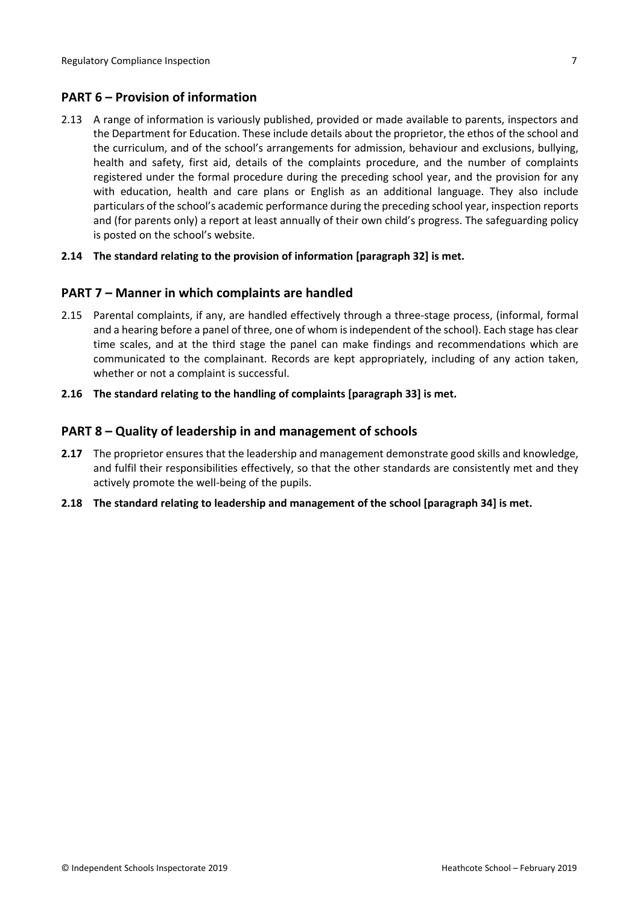## PART 6 – Provision of information

2.13 A range of information is variously published, provided or made available to parents, inspectors and the Department for Education. These include details about the proprietor, the ethos of the school and the curriculum, and of the school's arrangements for admission, behaviour and exclusions, bullying, health and safety, first aid, details of the complaints procedure, and the number of complaints registered under the formal procedure during the preceding school year, and the provision for any with education, health and care plans or English as an additional language. They also include particulars of the school's academic performance during the preceding school year, inspection reports and (for parents only) a report at least annually of their own child's progress. The safeguarding policy is posted on the school's website.

**2.14 The standard relating to the provision of information [paragraph 32] is met.**

## PART 7 – Manner in which complaints are handled

2.15 Parental complaints, if any, are handled effectively through a three-stage process, (informal, formal and a hearing before a panel of three, one of whom is independent of the school). Each stage has clear time scales, and at the third stage the panel can make findings and recommendations which are communicated to the complainant. Records are kept appropriately, including of any action taken, whether or not a complaint is successful.

**2.16 The standard relating to the handling of complaints [paragraph 33] is met.**

## PART 8 – Quality of leadership in and management of schools

**2.17** The proprietor ensures that the leadership and management demonstrate good skills and knowledge, and fulfil their responsibilities effectively, so that the other standards are consistently met and they actively promote the well-being of the pupils.

**2.18 The standard relating to leadership and management of the school [paragraph 34] is met.**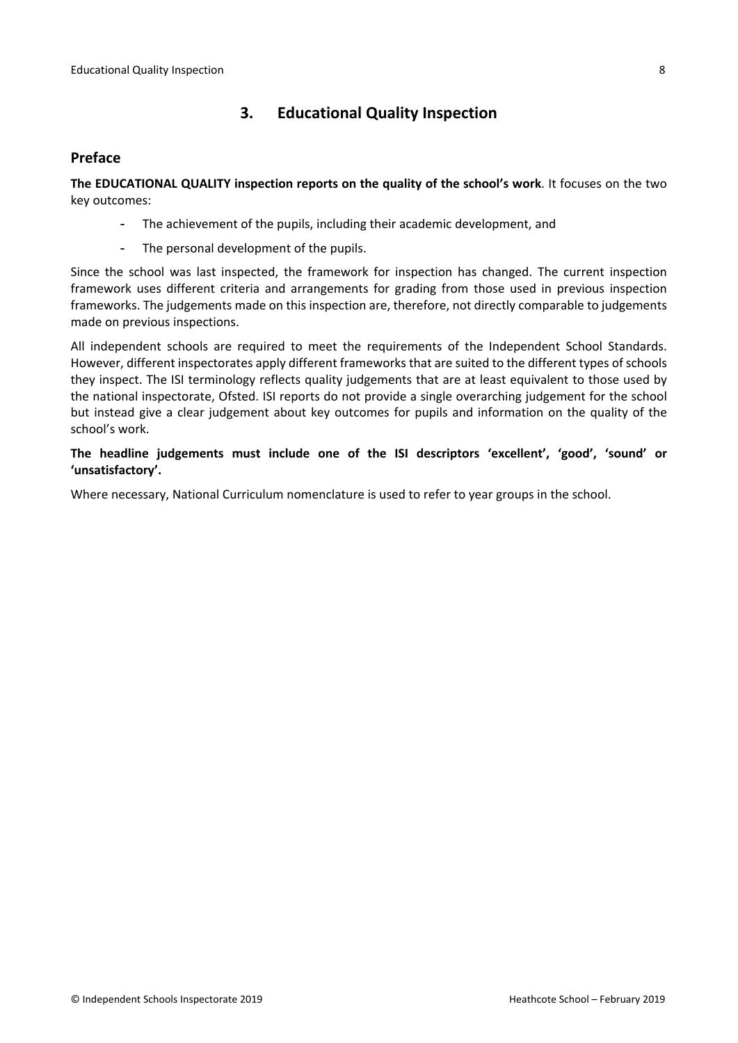## 3. Educational Quality Inspection

### Preface

**The EDUCATIONAL QUALITY inspection reports on the quality of the school's work**. It focuses on the two key outcomes:

- The achievement of the pupils, including their academic development, and
- The personal development of the pupils.

Since the school was last inspected, the framework for inspection has changed. The current inspection framework uses different criteria and arrangements for grading from those used in previous inspection frameworks. The judgements made on this inspection are, therefore, not directly comparable to judgements made on previous inspections.

All independent schools are required to meet the requirements of the Independent School Standards. However, different inspectorates apply different frameworks that are suited to the different types of schools they inspect. The ISI terminology reflects quality judgements that are at least equivalent to those used by the national inspectorate, Ofsted. ISI reports do not provide a single overarching judgement for the school but instead give a clear judgement about key outcomes for pupils and information on the quality of the school's work.

**The headline judgements must include one of the ISI descriptors 'excellent', 'good', 'sound' or 'unsatisfactory'.**

Where necessary, National Curriculum nomenclature is used to refer to year groups in the school.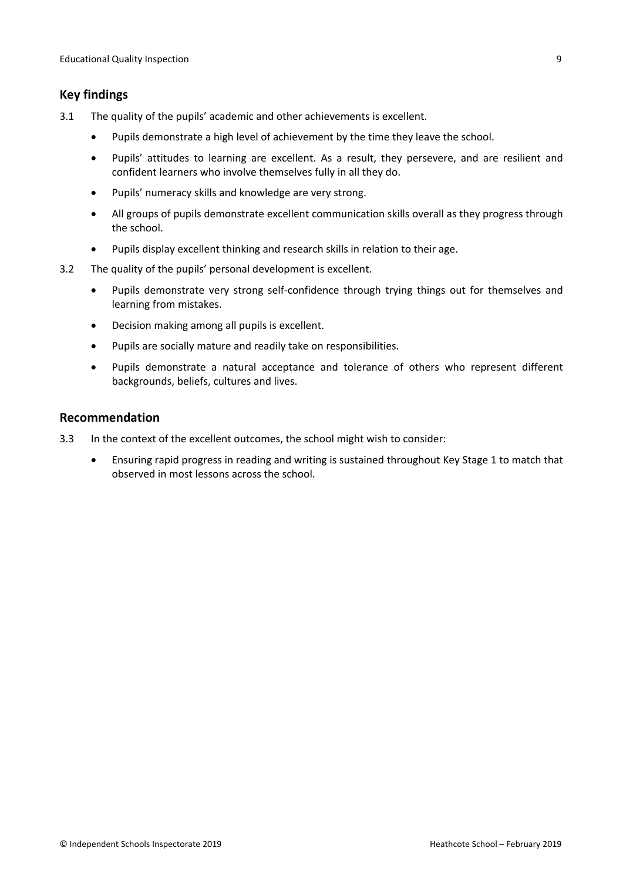## Key findings

3.1 The quality of the pupils' academic and other achievements is excellent.

- Pupils demonstrate a high level of achievement by the time they leave the school.
- Pupils' attitudes to learning are excellent. As a result, they persevere, and are resilient and confident learners who involve themselves fully in all they do.
- Pupils' numeracy skills and knowledge are very strong.
- All groups of pupils demonstrate excellent communication skills overall as they progress through the school.
- Pupils display excellent thinking and research skills in relation to their age.

3.2 The quality of the pupils' personal development is excellent.

- Pupils demonstrate very strong self-confidence through trying things out for themselves and learning from mistakes.
- Decision making among all pupils is excellent.
- Pupils are socially mature and readily take on responsibilities.
- Pupils demonstrate a natural acceptance and tolerance of others who represent different backgrounds, beliefs, cultures and lives.

## Recommendation

3.3 In the context of the excellent outcomes, the school might wish to consider:

- Ensuring rapid progress in reading and writing is sustained throughout Key Stage 1 to match that observed in most lessons across the school.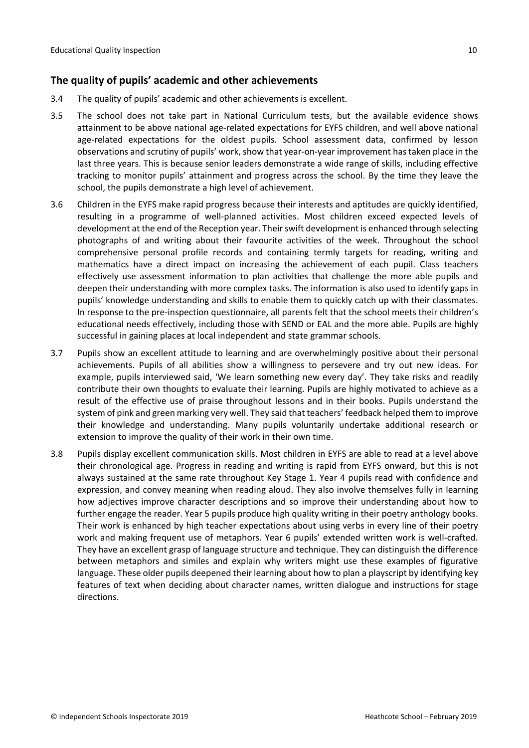## The quality of pupils' academic and other achievements

3.4 The quality of pupils' academic and other achievements is excellent.

3.5 The school does not take part in National Curriculum tests, but the available evidence shows attainment to be above national age-related expectations for EYFS children, and well above national age-related expectations for the oldest pupils. School assessment data, confirmed by lesson observations and scrutiny of pupils' work, show that year-on-year improvement has taken place in the last three years. This is because senior leaders demonstrate a wide range of skills, including effective tracking to monitor pupils' attainment and progress across the school. By the time they leave the school, the pupils demonstrate a high level of achievement.

3.6 Children in the EYFS make rapid progress because their interests and aptitudes are quickly identified, resulting in a programme of well-planned activities. Most children exceed expected levels of development at the end of the Reception year. Their swift development is enhanced through selecting photographs of and writing about their favourite activities of the week. Throughout the school comprehensive personal profile records and containing termly targets for reading, writing and mathematics have a direct impact on increasing the achievement of each pupil. Class teachers effectively use assessment information to plan activities that challenge the more able pupils and deepen their understanding with more complex tasks. The information is also used to identify gaps in pupils' knowledge understanding and skills to enable them to quickly catch up with their classmates. In response to the pre-inspection questionnaire, all parents felt that the school meets their children's educational needs effectively, including those with SEND or EAL and the more able. Pupils are highly successful in gaining places at local independent and state grammar schools.

3.7 Pupils show an excellent attitude to learning and are overwhelmingly positive about their personal achievements. Pupils of all abilities show a willingness to persevere and try out new ideas. For example, pupils interviewed said, 'We learn something new every day'. They take risks and readily contribute their own thoughts to evaluate their learning. Pupils are highly motivated to achieve as a result of the effective use of praise throughout lessons and in their books. Pupils understand the system of pink and green marking very well. They said that teachers' feedback helped them to improve their knowledge and understanding. Many pupils voluntarily undertake additional research or extension to improve the quality of their work in their own time.

3.8 Pupils display excellent communication skills. Most children in EYFS are able to read at a level above their chronological age. Progress in reading and writing is rapid from EYFS onward, but this is not always sustained at the same rate throughout Key Stage 1. Year 4 pupils read with confidence and expression, and convey meaning when reading aloud. They also involve themselves fully in learning how adjectives improve character descriptions and so improve their understanding about how to further engage the reader. Year 5 pupils produce high quality writing in their poetry anthology books. Their work is enhanced by high teacher expectations about using verbs in every line of their poetry work and making frequent use of metaphors. Year 6 pupils' extended written work is well-crafted. They have an excellent grasp of language structure and technique. They can distinguish the difference between metaphors and similes and explain why writers might use these examples of figurative language. These older pupils deepened their learning about how to plan a playscript by identifying key features of text when deciding about character names, written dialogue and instructions for stage directions.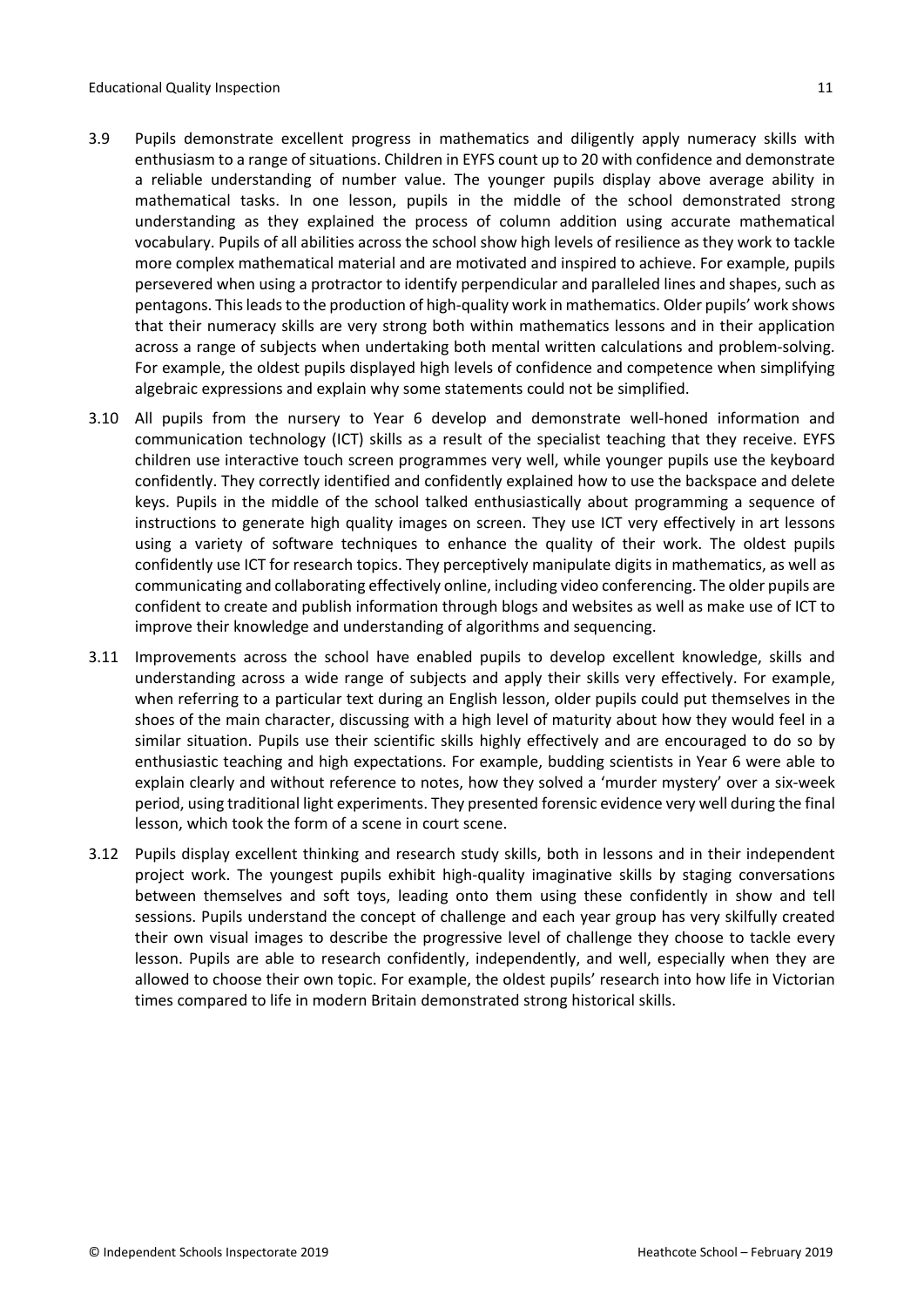3.9 Pupils demonstrate excellent progress in mathematics and diligently apply numeracy skills with enthusiasm to a range of situations. Children in EYFS count up to 20 with confidence and demonstrate a reliable understanding of number value. The younger pupils display above average ability in mathematical tasks. In one lesson, pupils in the middle of the school demonstrated strong understanding as they explained the process of column addition using accurate mathematical vocabulary. Pupils of all abilities across the school show high levels of resilience as they work to tackle more complex mathematical material and are motivated and inspired to achieve. For example, pupils persevered when using a protractor to identify perpendicular and paralleled lines and shapes, such as pentagons. This leads to the production of high-quality work in mathematics. Older pupils' work shows that their numeracy skills are very strong both within mathematics lessons and in their application across a range of subjects when undertaking both mental written calculations and problem-solving. For example, the oldest pupils displayed high levels of confidence and competence when simplifying algebraic expressions and explain why some statements could not be simplified.

3.10 All pupils from the nursery to Year 6 develop and demonstrate well-honed information and communication technology (ICT) skills as a result of the specialist teaching that they receive. EYFS children use interactive touch screen programmes very well, while younger pupils use the keyboard confidently. They correctly identified and confidently explained how to use the backspace and delete keys. Pupils in the middle of the school talked enthusiastically about programming a sequence of instructions to generate high quality images on screen. They use ICT very effectively in art lessons using a variety of software techniques to enhance the quality of their work. The oldest pupils confidently use ICT for research topics. They perceptively manipulate digits in mathematics, as well as communicating and collaborating effectively online, including video conferencing. The older pupils are confident to create and publish information through blogs and websites as well as make use of ICT to improve their knowledge and understanding of algorithms and sequencing.

3.11 Improvements across the school have enabled pupils to develop excellent knowledge, skills and understanding across a wide range of subjects and apply their skills very effectively. For example, when referring to a particular text during an English lesson, older pupils could put themselves in the shoes of the main character, discussing with a high level of maturity about how they would feel in a similar situation. Pupils use their scientific skills highly effectively and are encouraged to do so by enthusiastic teaching and high expectations. For example, budding scientists in Year 6 were able to explain clearly and without reference to notes, how they solved a 'murder mystery' over a six-week period, using traditional light experiments. They presented forensic evidence very well during the final lesson, which took the form of a scene in court scene.

3.12 Pupils display excellent thinking and research study skills, both in lessons and in their independent project work. The youngest pupils exhibit high-quality imaginative skills by staging conversations between themselves and soft toys, leading onto them using these confidently in show and tell sessions. Pupils understand the concept of challenge and each year group has very skilfully created their own visual images to describe the progressive level of challenge they choose to tackle every lesson. Pupils are able to research confidently, independently, and well, especially when they are allowed to choose their own topic. For example, the oldest pupils' research into how life in Victorian times compared to life in modern Britain demonstrated strong historical skills.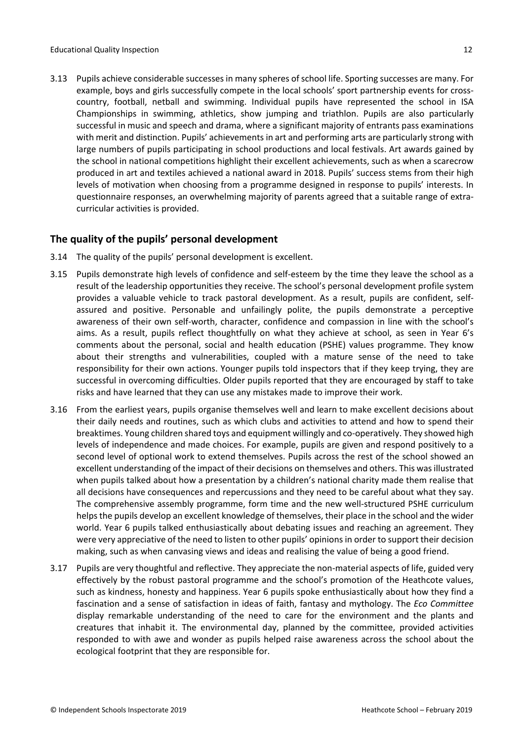3.13 Pupils achieve considerable successes in many spheres of school life. Sporting successes are many. For example, boys and girls successfully compete in the local schools' sport partnership events for cross-country, football, netball and swimming. Individual pupils have represented the school in ISA Championships in swimming, athletics, show jumping and triathlon. Pupils are also particularly successful in music and speech and drama, where a significant majority of entrants pass examinations with merit and distinction. Pupils' achievements in art and performing arts are particularly strong with large numbers of pupils participating in school productions and local festivals. Art awards gained by the school in national competitions highlight their excellent achievements, such as when a scarecrow produced in art and textiles achieved a national award in 2018. Pupils' success stems from their high levels of motivation when choosing from a programme designed in response to pupils' interests. In questionnaire responses, an overwhelming majority of parents agreed that a suitable range of extra-curricular activities is provided.

## The quality of the pupils' personal development

3.14 The quality of the pupils' personal development is excellent.

3.15 Pupils demonstrate high levels of confidence and self-esteem by the time they leave the school as a result of the leadership opportunities they receive. The school's personal development profile system provides a valuable vehicle to track pastoral development. As a result, pupils are confident, self-assured and positive. Personable and unfailingly polite, the pupils demonstrate a perceptive awareness of their own self-worth, character, confidence and compassion in line with the school's aims. As a result, pupils reflect thoughtfully on what they achieve at school, as seen in Year 6's comments about the personal, social and health education (PSHE) values programme. They know about their strengths and vulnerabilities, coupled with a mature sense of the need to take responsibility for their own actions. Younger pupils told inspectors that if they keep trying, they are successful in overcoming difficulties. Older pupils reported that they are encouraged by staff to take risks and have learned that they can use any mistakes made to improve their work.

3.16 From the earliest years, pupils organise themselves well and learn to make excellent decisions about their daily needs and routines, such as which clubs and activities to attend and how to spend their breaktimes. Young children shared toys and equipment willingly and co-operatively. They showed high levels of independence and made choices. For example, pupils are given and respond positively to a second level of optional work to extend themselves. Pupils across the rest of the school showed an excellent understanding of the impact of their decisions on themselves and others. This was illustrated when pupils talked about how a presentation by a children's national charity made them realise that all decisions have consequences and repercussions and they need to be careful about what they say. The comprehensive assembly programme, form time and the new well-structured PSHE curriculum helps the pupils develop an excellent knowledge of themselves, their place in the school and the wider world. Year 6 pupils talked enthusiastically about debating issues and reaching an agreement. They were very appreciative of the need to listen to other pupils' opinions in order to support their decision making, such as when canvasing views and ideas and realising the value of being a good friend.

3.17 Pupils are very thoughtful and reflective. They appreciate the non-material aspects of life, guided very effectively by the robust pastoral programme and the school's promotion of the Heathcote values, such as kindness, honesty and happiness. Year 6 pupils spoke enthusiastically about how they find a fascination and a sense of satisfaction in ideas of faith, fantasy and mythology. The *Eco Committee* display remarkable understanding of the need to care for the environment and the plants and creatures that inhabit it. The environmental day, planned by the committee, provided activities responded to with awe and wonder as pupils helped raise awareness across the school about the ecological footprint that they are responsible for.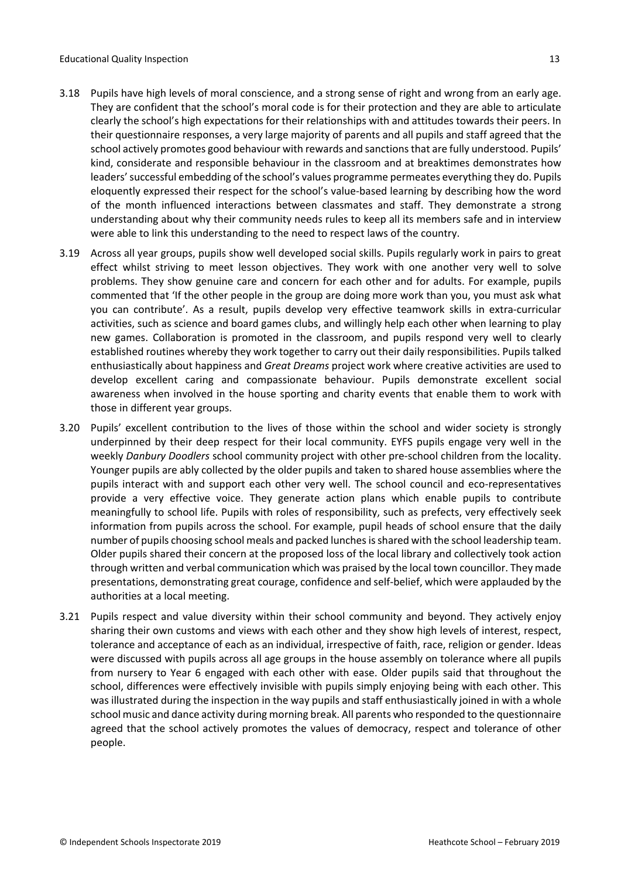3.18 Pupils have high levels of moral conscience, and a strong sense of right and wrong from an early age. They are confident that the school's moral code is for their protection and they are able to articulate clearly the school's high expectations for their relationships with and attitudes towards their peers. In their questionnaire responses, a very large majority of parents and all pupils and staff agreed that the school actively promotes good behaviour with rewards and sanctions that are fully understood. Pupils' kind, considerate and responsible behaviour in the classroom and at breaktimes demonstrates how leaders' successful embedding of the school's values programme permeates everything they do. Pupils eloquently expressed their respect for the school's value-based learning by describing how the word of the month influenced interactions between classmates and staff. They demonstrate a strong understanding about why their community needs rules to keep all its members safe and in interview were able to link this understanding to the need to respect laws of the country.

3.19 Across all year groups, pupils show well developed social skills. Pupils regularly work in pairs to great effect whilst striving to meet lesson objectives. They work with one another very well to solve problems. They show genuine care and concern for each other and for adults. For example, pupils commented that 'If the other people in the group are doing more work than you, you must ask what you can contribute'. As a result, pupils develop very effective teamwork skills in extra-curricular activities, such as science and board games clubs, and willingly help each other when learning to play new games. Collaboration is promoted in the classroom, and pupils respond very well to clearly established routines whereby they work together to carry out their daily responsibilities. Pupils talked enthusiastically about happiness and *Great Dreams* project work where creative activities are used to develop excellent caring and compassionate behaviour. Pupils demonstrate excellent social awareness when involved in the house sporting and charity events that enable them to work with those in different year groups.

3.20 Pupils' excellent contribution to the lives of those within the school and wider society is strongly underpinned by their deep respect for their local community. EYFS pupils engage very well in the weekly *Danbury Doodlers* school community project with other pre-school children from the locality. Younger pupils are ably collected by the older pupils and taken to shared house assemblies where the pupils interact with and support each other very well. The school council and eco-representatives provide a very effective voice. They generate action plans which enable pupils to contribute meaningfully to school life. Pupils with roles of responsibility, such as prefects, very effectively seek information from pupils across the school. For example, pupil heads of school ensure that the daily number of pupils choosing school meals and packed lunches is shared with the school leadership team. Older pupils shared their concern at the proposed loss of the local library and collectively took action through written and verbal communication which was praised by the local town councillor. They made presentations, demonstrating great courage, confidence and self-belief, which were applauded by the authorities at a local meeting.

3.21 Pupils respect and value diversity within their school community and beyond. They actively enjoy sharing their own customs and views with each other and they show high levels of interest, respect, tolerance and acceptance of each as an individual, irrespective of faith, race, religion or gender. Ideas were discussed with pupils across all age groups in the house assembly on tolerance where all pupils from nursery to Year 6 engaged with each other with ease. Older pupils said that throughout the school, differences were effectively invisible with pupils simply enjoying being with each other. This was illustrated during the inspection in the way pupils and staff enthusiastically joined in with a whole school music and dance activity during morning break. All parents who responded to the questionnaire agreed that the school actively promotes the values of democracy, respect and tolerance of other people.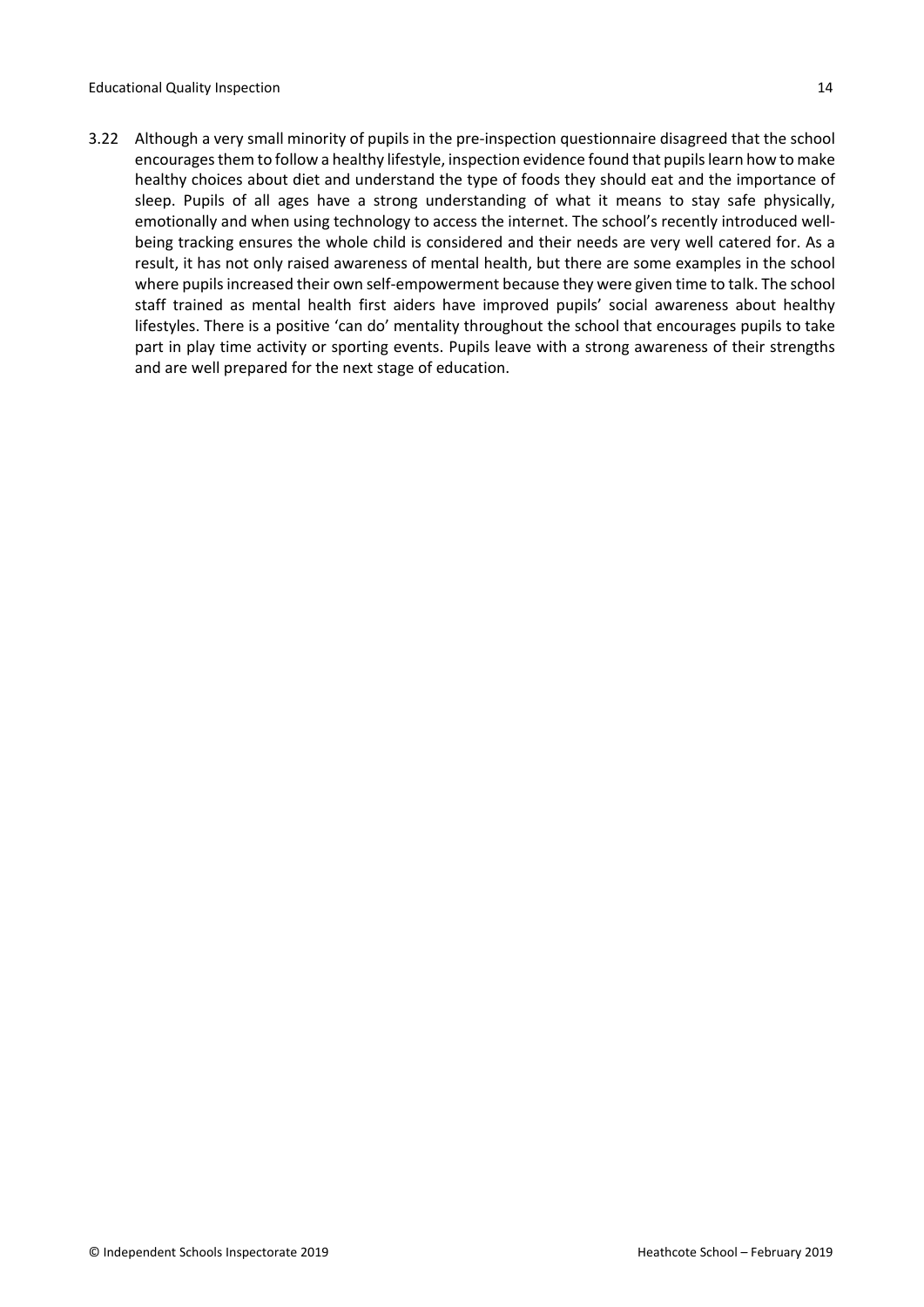3.22 Although a very small minority of pupils in the pre-inspection questionnaire disagreed that the school encourages them to follow a healthy lifestyle, inspection evidence found that pupils learn how to make healthy choices about diet and understand the type of foods they should eat and the importance of sleep. Pupils of all ages have a strong understanding of what it means to stay safe physically, emotionally and when using technology to access the internet. The school's recently introduced well-being tracking ensures the whole child is considered and their needs are very well catered for. As a result, it has not only raised awareness of mental health, but there are some examples in the school where pupils increased their own self-empowerment because they were given time to talk. The school staff trained as mental health first aiders have improved pupils' social awareness about healthy lifestyles. There is a positive 'can do' mentality throughout the school that encourages pupils to take part in play time activity or sporting events. Pupils leave with a strong awareness of their strengths and are well prepared for the next stage of education.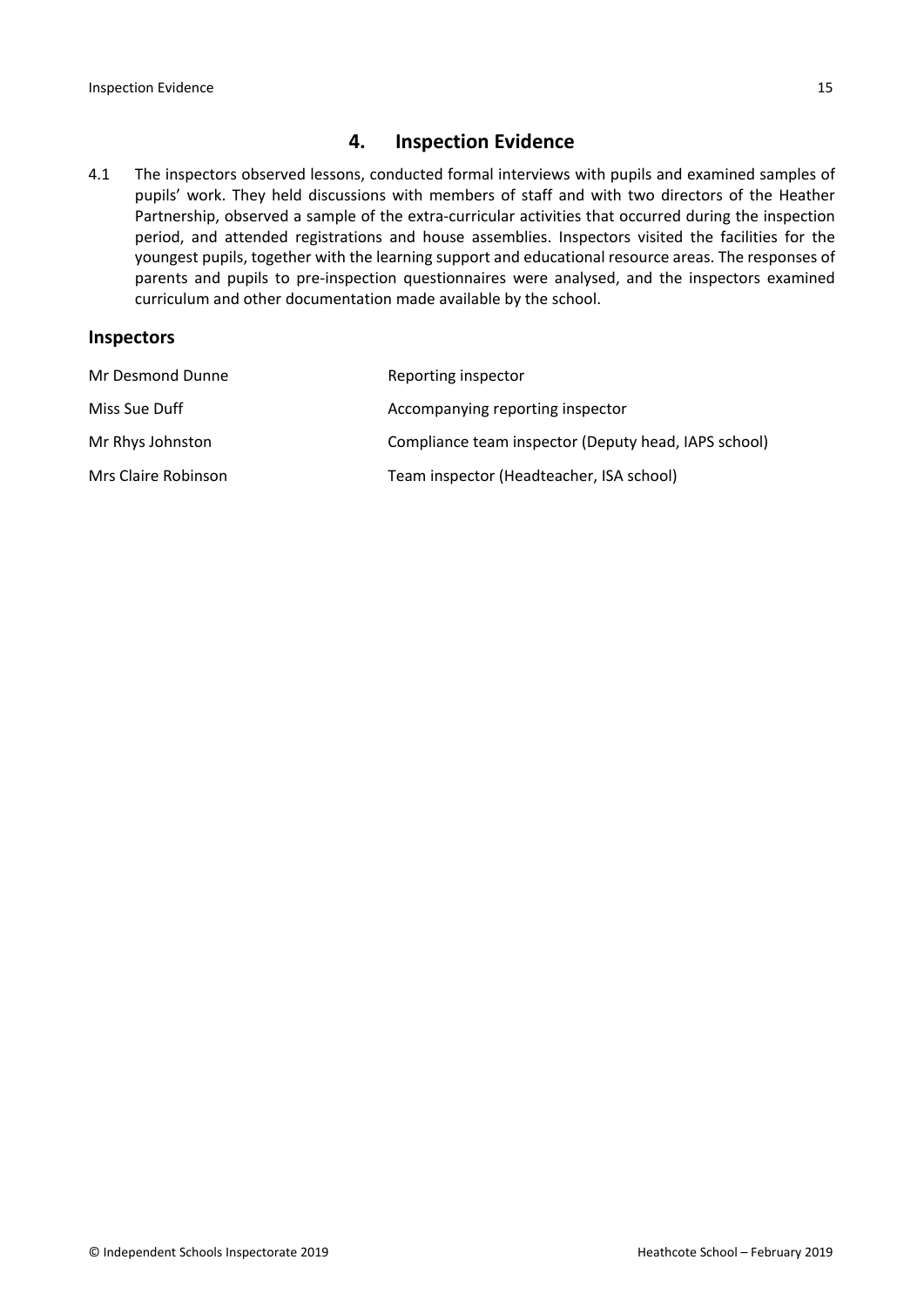## 4. Inspection Evidence

4.1 The inspectors observed lessons, conducted formal interviews with pupils and examined samples of pupils' work. They held discussions with members of staff and with two directors of the Heather Partnership, observed a sample of the extra-curricular activities that occurred during the inspection period, and attended registrations and house assemblies. Inspectors visited the facilities for the youngest pupils, together with the learning support and educational resource areas. The responses of parents and pupils to pre-inspection questionnaires were analysed, and the inspectors examined curriculum and other documentation made available by the school.

### Inspectors

| | |
|---|---|
| Mr Desmond Dunne | Reporting inspector |
| Miss Sue Duff | Accompanying reporting inspector |
| Mr Rhys Johnston | Compliance team inspector (Deputy head, IAPS school) |
| Mrs Claire Robinson | Team inspector (Headteacher, ISA school) |